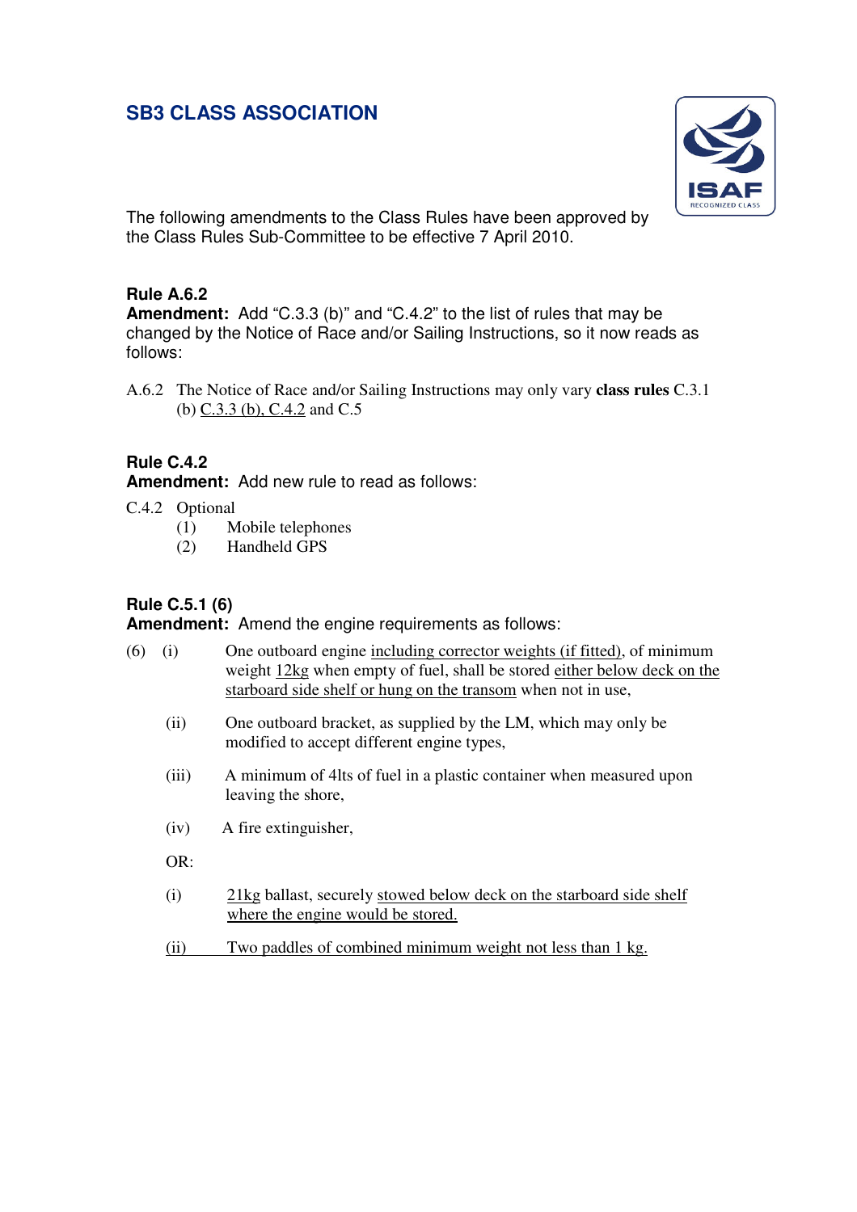# SB3 CLASS ASSOCIATION

The following amendments to the Class Rules have been approved by the Class Rules Sub-Committee to be effective 7 April 2010.

**Rule A.6.2**
**Amendment:** Add "C.3.3 (b)" and "C.4.2" to the list of rules that may be changed by the Notice of Race and/or Sailing Instructions, so it now reads as follows:

A.6.2 The Notice of Race and/or Sailing Instructions may only vary **class rules** C.3.1 (b) <u>C.3.3 (b), C.4.2</u> and C.5

**Rule C.4.2**
**Amendment:** Add new rule to read as follows:

C.4.2 Optional
- (1) Mobile telephones
- (2) Handheld GPS

**Rule C.5.1 (6)**
**Amendment:** Amend the engine requirements as follows:

(6) (i) One outboard engine <u>including corrector weights (if fitted)</u>, of minimum weight <u>12kg</u> when empty of fuel, shall be stored <u>either below deck on the starboard side shelf or hung on the transom</u> when not in use,

(ii) One outboard bracket, as supplied by the LM, which may only be modified to accept different engine types,

(iii) A minimum of 4lts of fuel in a plastic container when measured upon leaving the shore,

(iv) A fire extinguisher,

OR:

(i) <u>21kg</u> ballast, securely <u>stowed below deck on the starboard side shelf where the engine would be stored.</u>

<u>(ii) Two paddles of combined minimum weight not less than 1 kg.</u>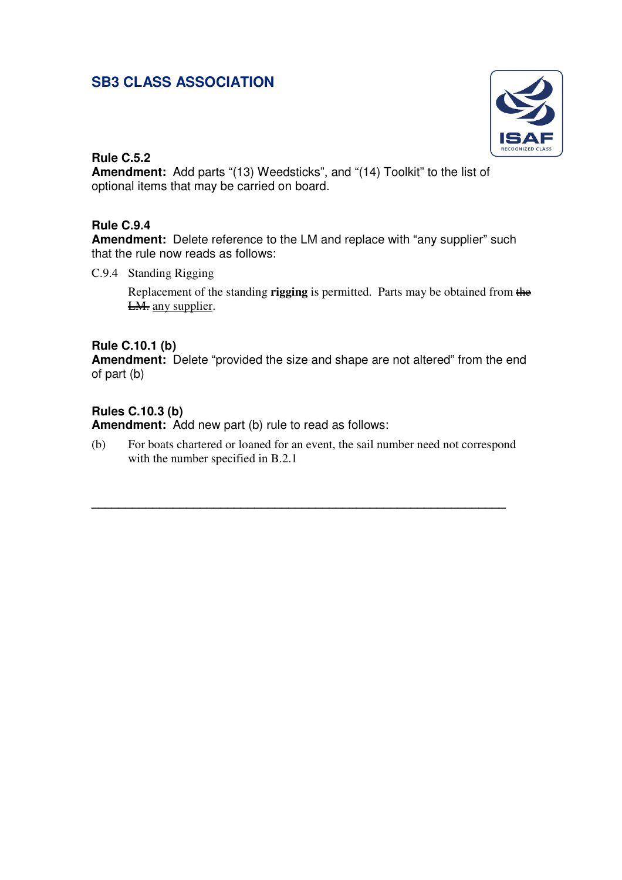**Rule C.5.2**
**Amendment:** Add parts "(13) Weedsticks", and "(14) Toolkit" to the list of optional items that may be carried on board.

**Rule C.9.4**
**Amendment:** Delete reference to the LM and replace with "any supplier" such that the rule now reads as follows:

C.9.4 Standing Rigging

Replacement of the standing **rigging** is permitted. Parts may be obtained from ~~the LM.~~ <u>any supplier</u>.

**Rule C.10.1 (b)**
**Amendment:** Delete "provided the size and shape are not altered" from the end of part (b)

**Rules C.10.3 (b)**
**Amendment:** Add new part (b) rule to read as follows:

(b) For boats chartered or loaned for an event, the sail number need not correspond with the number specified in B.2.1

---